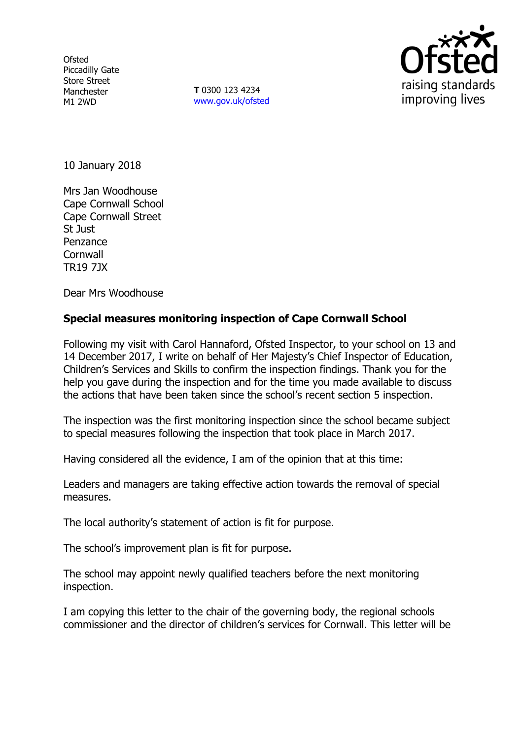Ofsted
Piccadilly Gate
Store Street
Manchester
M1 2WD

**T** 0300 123 4234
www.gov.uk/ofsted

10 January 2018

Mrs Jan Woodhouse
Cape Cornwall School
Cape Cornwall Street
St Just
Penzance
Cornwall
TR19 7JX

Dear Mrs Woodhouse

**Special measures monitoring inspection of Cape Cornwall School**

Following my visit with Carol Hannaford, Ofsted Inspector, to your school on 13 and 14 December 2017, I write on behalf of Her Majesty's Chief Inspector of Education, Children's Services and Skills to confirm the inspection findings. Thank you for the help you gave during the inspection and for the time you made available to discuss the actions that have been taken since the school's recent section 5 inspection.

The inspection was the first monitoring inspection since the school became subject to special measures following the inspection that took place in March 2017.

Having considered all the evidence, I am of the opinion that at this time:

Leaders and managers are taking effective action towards the removal of special measures.

The local authority's statement of action is fit for purpose.

The school's improvement plan is fit for purpose.

The school may appoint newly qualified teachers before the next monitoring inspection.

I am copying this letter to the chair of the governing body, the regional schools commissioner and the director of children's services for Cornwall. This letter will be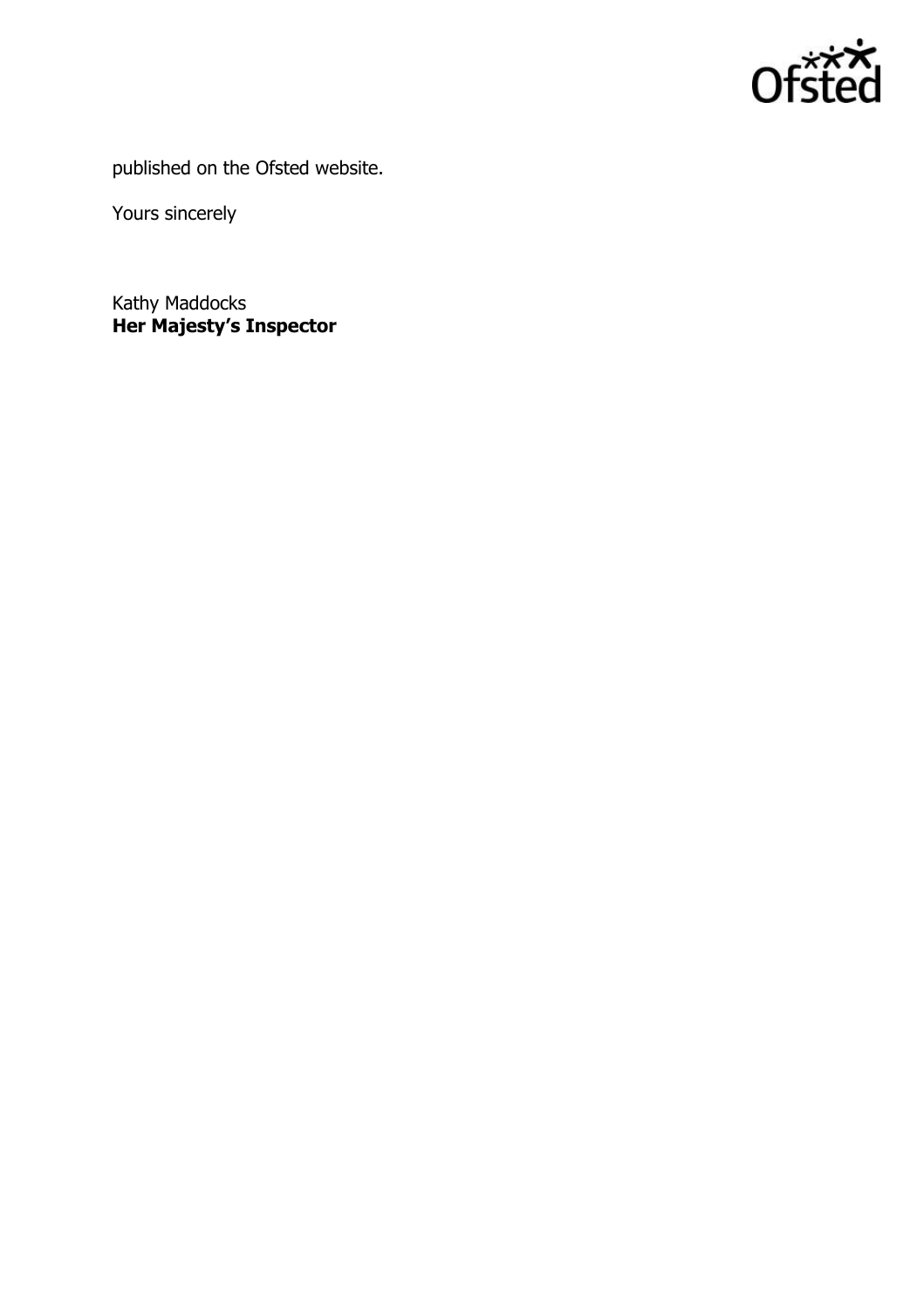published on the Ofsted website.

Yours sincerely

Kathy Maddocks
**Her Majesty's Inspector**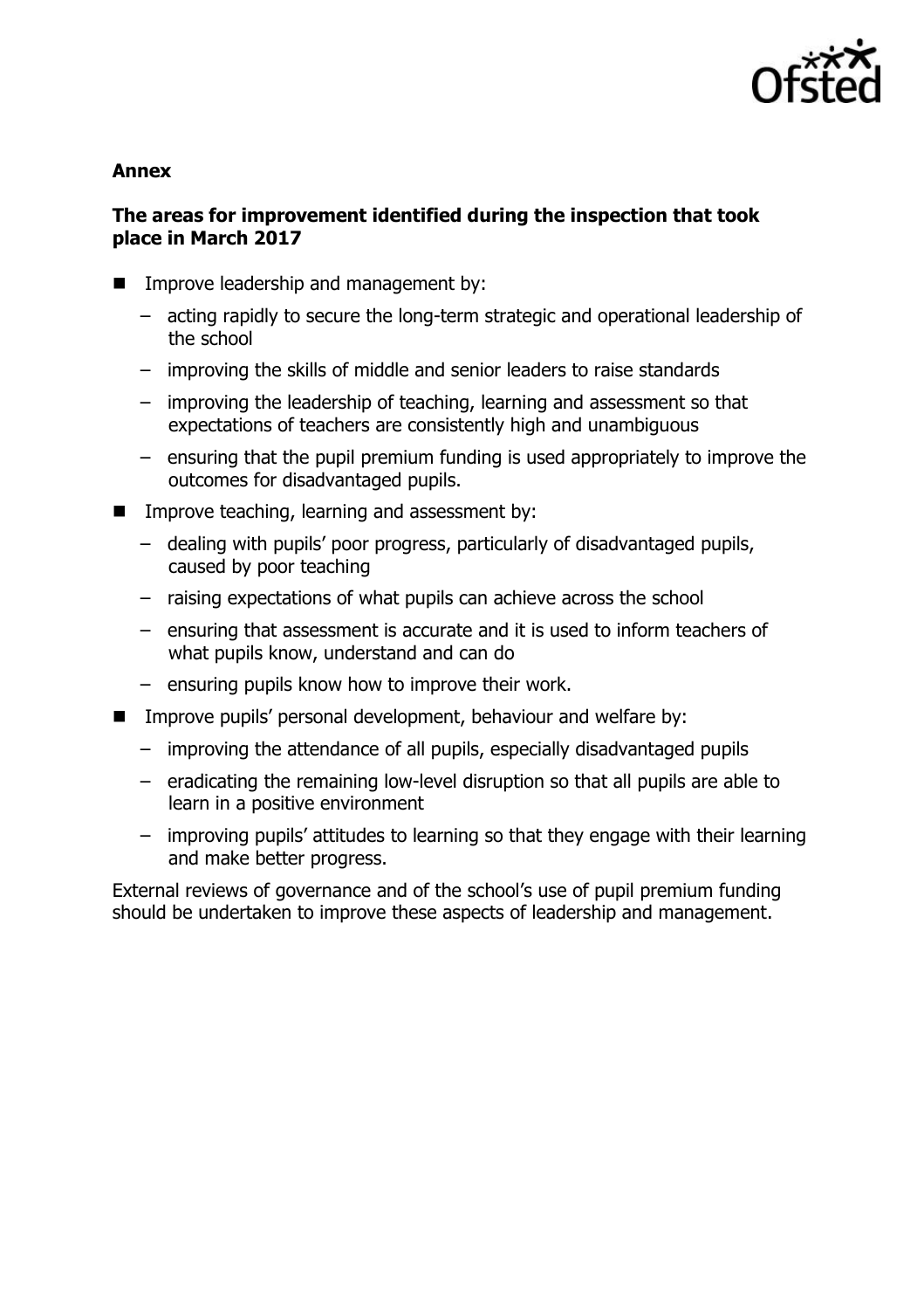**Annex**

**The areas for improvement identified during the inspection that took place in March 2017**

- Improve leadership and management by:
  - acting rapidly to secure the long-term strategic and operational leadership of the school
  - improving the skills of middle and senior leaders to raise standards
  - improving the leadership of teaching, learning and assessment so that expectations of teachers are consistently high and unambiguous
  - ensuring that the pupil premium funding is used appropriately to improve the outcomes for disadvantaged pupils.
- Improve teaching, learning and assessment by:
  - dealing with pupils' poor progress, particularly of disadvantaged pupils, caused by poor teaching
  - raising expectations of what pupils can achieve across the school
  - ensuring that assessment is accurate and it is used to inform teachers of what pupils know, understand and can do
  - ensuring pupils know how to improve their work.
- Improve pupils' personal development, behaviour and welfare by:
  - improving the attendance of all pupils, especially disadvantaged pupils
  - eradicating the remaining low-level disruption so that all pupils are able to learn in a positive environment
  - improving pupils' attitudes to learning so that they engage with their learning and make better progress.

External reviews of governance and of the school's use of pupil premium funding should be undertaken to improve these aspects of leadership and management.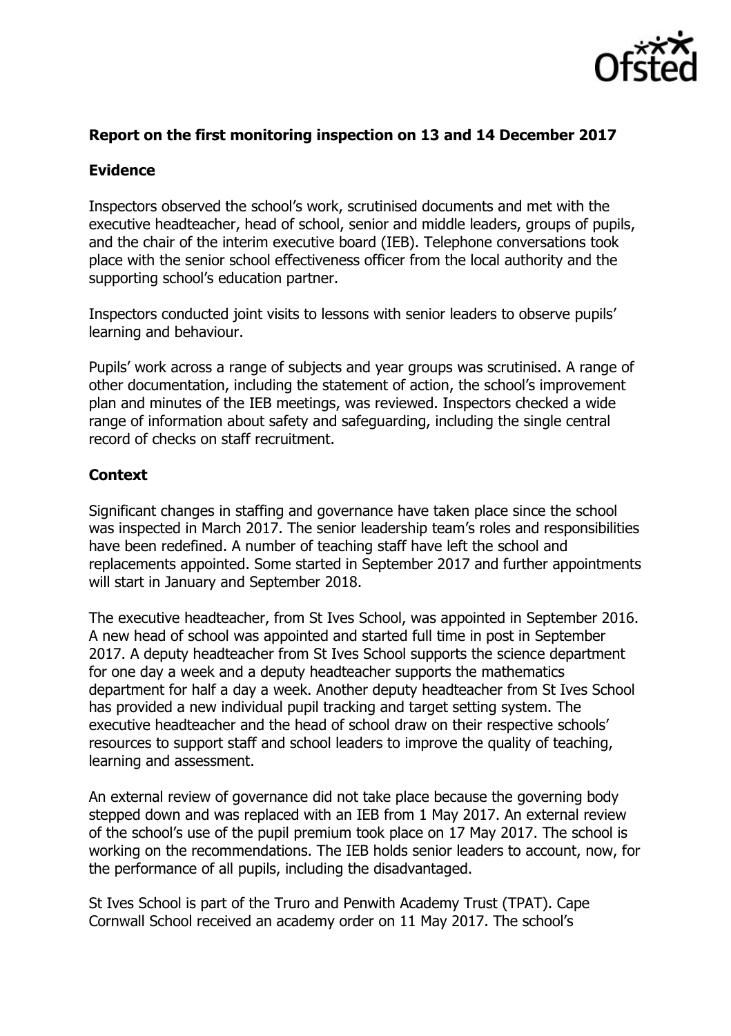**Report on the first monitoring inspection on 13 and 14 December 2017**

**Evidence**

Inspectors observed the school's work, scrutinised documents and met with the executive headteacher, head of school, senior and middle leaders, groups of pupils, and the chair of the interim executive board (IEB). Telephone conversations took place with the senior school effectiveness officer from the local authority and the supporting school's education partner.

Inspectors conducted joint visits to lessons with senior leaders to observe pupils' learning and behaviour.

Pupils' work across a range of subjects and year groups was scrutinised. A range of other documentation, including the statement of action, the school's improvement plan and minutes of the IEB meetings, was reviewed. Inspectors checked a wide range of information about safety and safeguarding, including the single central record of checks on staff recruitment.

**Context**

Significant changes in staffing and governance have taken place since the school was inspected in March 2017. The senior leadership team's roles and responsibilities have been redefined. A number of teaching staff have left the school and replacements appointed. Some started in September 2017 and further appointments will start in January and September 2018.

The executive headteacher, from St Ives School, was appointed in September 2016. A new head of school was appointed and started full time in post in September 2017. A deputy headteacher from St Ives School supports the science department for one day a week and a deputy headteacher supports the mathematics department for half a day a week. Another deputy headteacher from St Ives School has provided a new individual pupil tracking and target setting system. The executive headteacher and the head of school draw on their respective schools' resources to support staff and school leaders to improve the quality of teaching, learning and assessment.

An external review of governance did not take place because the governing body stepped down and was replaced with an IEB from 1 May 2017. An external review of the school's use of the pupil premium took place on 17 May 2017. The school is working on the recommendations. The IEB holds senior leaders to account, now, for the performance of all pupils, including the disadvantaged.

St Ives School is part of the Truro and Penwith Academy Trust (TPAT). Cape Cornwall School received an academy order on 11 May 2017. The school's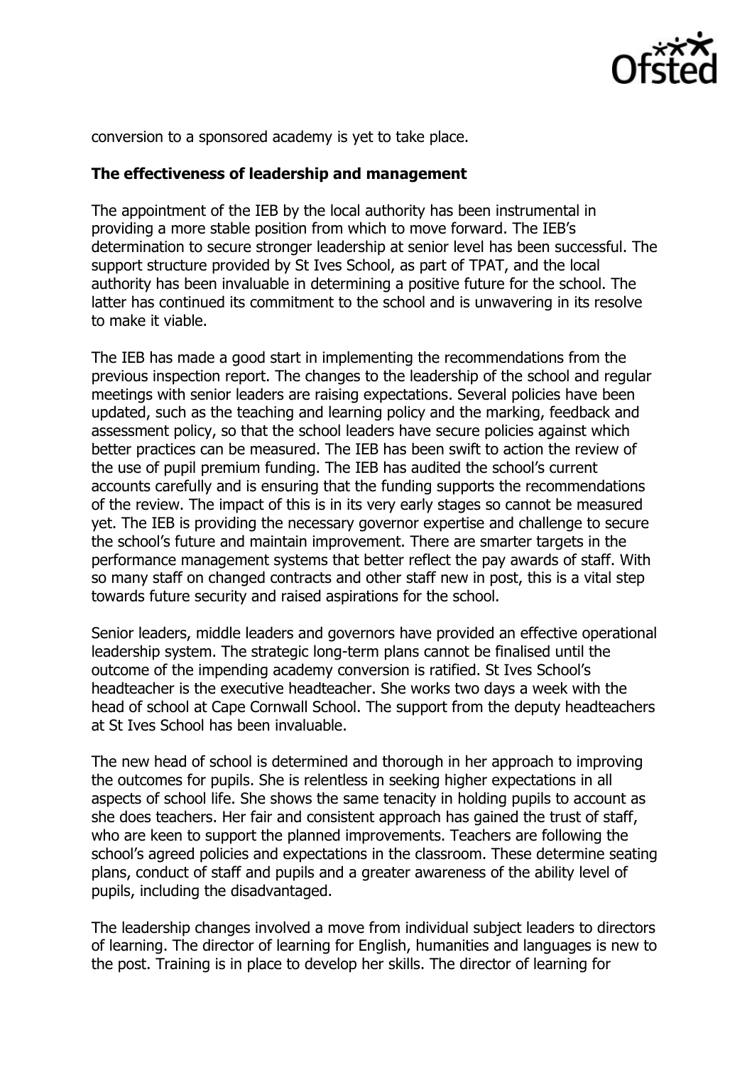conversion to a sponsored academy is yet to take place.

**The effectiveness of leadership and management**

The appointment of the IEB by the local authority has been instrumental in providing a more stable position from which to move forward. The IEB's determination to secure stronger leadership at senior level has been successful. The support structure provided by St Ives School, as part of TPAT, and the local authority has been invaluable in determining a positive future for the school. The latter has continued its commitment to the school and is unwavering in its resolve to make it viable.

The IEB has made a good start in implementing the recommendations from the previous inspection report. The changes to the leadership of the school and regular meetings with senior leaders are raising expectations. Several policies have been updated, such as the teaching and learning policy and the marking, feedback and assessment policy, so that the school leaders have secure policies against which better practices can be measured. The IEB has been swift to action the review of the use of pupil premium funding. The IEB has audited the school's current accounts carefully and is ensuring that the funding supports the recommendations of the review. The impact of this is in its very early stages so cannot be measured yet. The IEB is providing the necessary governor expertise and challenge to secure the school's future and maintain improvement. There are smarter targets in the performance management systems that better reflect the pay awards of staff. With so many staff on changed contracts and other staff new in post, this is a vital step towards future security and raised aspirations for the school.

Senior leaders, middle leaders and governors have provided an effective operational leadership system. The strategic long-term plans cannot be finalised until the outcome of the impending academy conversion is ratified. St Ives School's headteacher is the executive headteacher. She works two days a week with the head of school at Cape Cornwall School. The support from the deputy headteachers at St Ives School has been invaluable.

The new head of school is determined and thorough in her approach to improving the outcomes for pupils. She is relentless in seeking higher expectations in all aspects of school life. She shows the same tenacity in holding pupils to account as she does teachers. Her fair and consistent approach has gained the trust of staff, who are keen to support the planned improvements. Teachers are following the school's agreed policies and expectations in the classroom. These determine seating plans, conduct of staff and pupils and a greater awareness of the ability level of pupils, including the disadvantaged.

The leadership changes involved a move from individual subject leaders to directors of learning. The director of learning for English, humanities and languages is new to the post. Training is in place to develop her skills. The director of learning for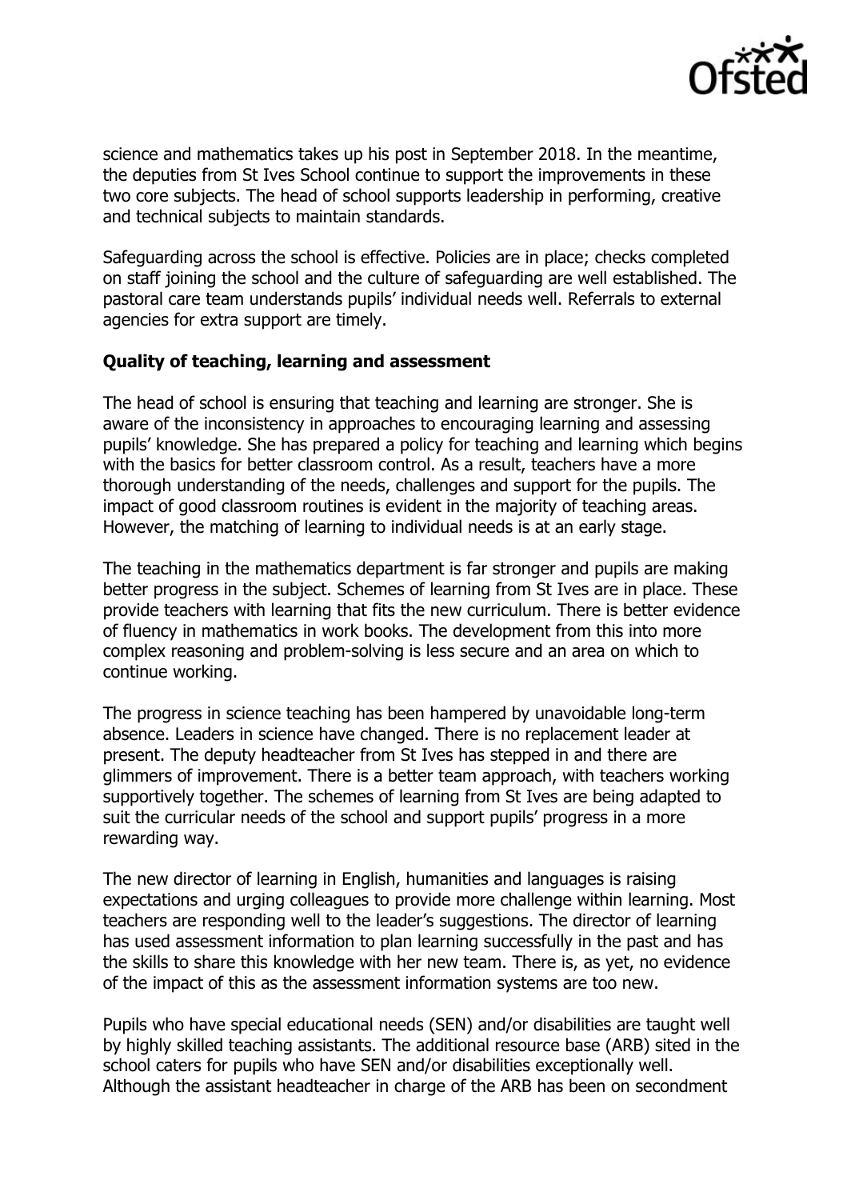science and mathematics takes up his post in September 2018. In the meantime, the deputies from St Ives School continue to support the improvements in these two core subjects. The head of school supports leadership in performing, creative and technical subjects to maintain standards.

Safeguarding across the school is effective. Policies are in place; checks completed on staff joining the school and the culture of safeguarding are well established. The pastoral care team understands pupils' individual needs well. Referrals to external agencies for extra support are timely.

**Quality of teaching, learning and assessment**

The head of school is ensuring that teaching and learning are stronger. She is aware of the inconsistency in approaches to encouraging learning and assessing pupils' knowledge. She has prepared a policy for teaching and learning which begins with the basics for better classroom control. As a result, teachers have a more thorough understanding of the needs, challenges and support for the pupils. The impact of good classroom routines is evident in the majority of teaching areas. However, the matching of learning to individual needs is at an early stage.

The teaching in the mathematics department is far stronger and pupils are making better progress in the subject. Schemes of learning from St Ives are in place. These provide teachers with learning that fits the new curriculum. There is better evidence of fluency in mathematics in work books. The development from this into more complex reasoning and problem-solving is less secure and an area on which to continue working.

The progress in science teaching has been hampered by unavoidable long-term absence. Leaders in science have changed. There is no replacement leader at present. The deputy headteacher from St Ives has stepped in and there are glimmers of improvement. There is a better team approach, with teachers working supportively together. The schemes of learning from St Ives are being adapted to suit the curricular needs of the school and support pupils' progress in a more rewarding way.

The new director of learning in English, humanities and languages is raising expectations and urging colleagues to provide more challenge within learning. Most teachers are responding well to the leader's suggestions. The director of learning has used assessment information to plan learning successfully in the past and has the skills to share this knowledge with her new team. There is, as yet, no evidence of the impact of this as the assessment information systems are too new.

Pupils who have special educational needs (SEN) and/or disabilities are taught well by highly skilled teaching assistants. The additional resource base (ARB) sited in the school caters for pupils who have SEN and/or disabilities exceptionally well. Although the assistant headteacher in charge of the ARB has been on secondment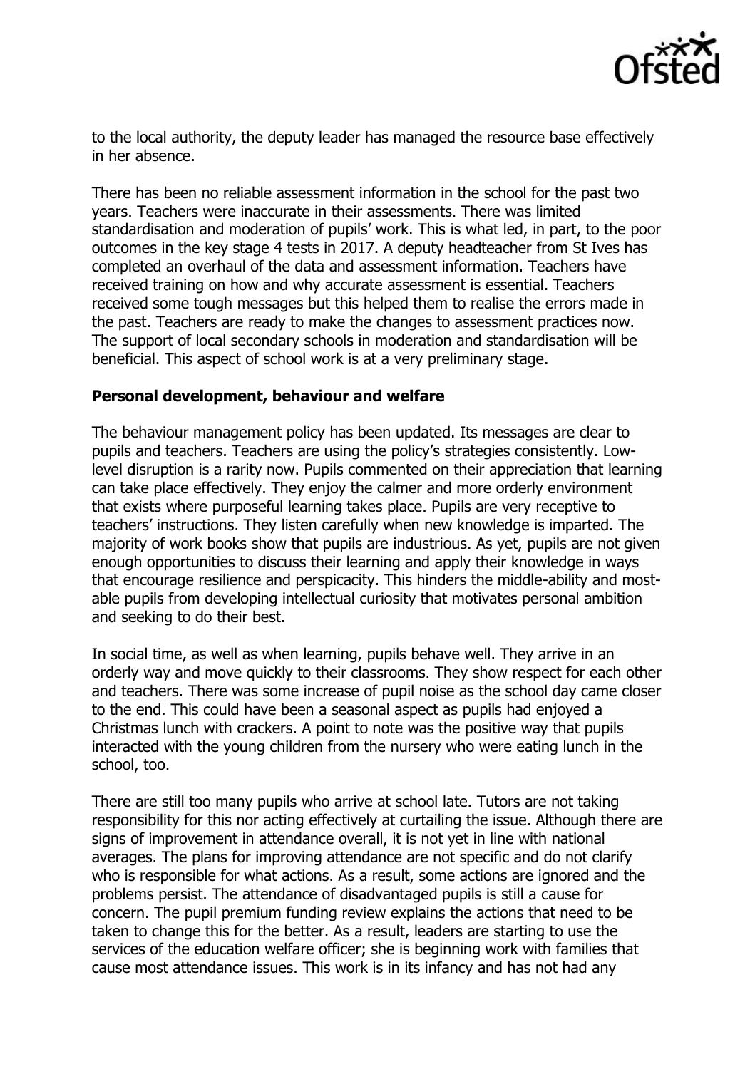to the local authority, the deputy leader has managed the resource base effectively in her absence.

There has been no reliable assessment information in the school for the past two years. Teachers were inaccurate in their assessments. There was limited standardisation and moderation of pupils' work. This is what led, in part, to the poor outcomes in the key stage 4 tests in 2017. A deputy headteacher from St Ives has completed an overhaul of the data and assessment information. Teachers have received training on how and why accurate assessment is essential. Teachers received some tough messages but this helped them to realise the errors made in the past. Teachers are ready to make the changes to assessment practices now. The support of local secondary schools in moderation and standardisation will be beneficial. This aspect of school work is at a very preliminary stage.

**Personal development, behaviour and welfare**

The behaviour management policy has been updated. Its messages are clear to pupils and teachers. Teachers are using the policy's strategies consistently. Low-level disruption is a rarity now. Pupils commented on their appreciation that learning can take place effectively. They enjoy the calmer and more orderly environment that exists where purposeful learning takes place. Pupils are very receptive to teachers' instructions. They listen carefully when new knowledge is imparted. The majority of work books show that pupils are industrious. As yet, pupils are not given enough opportunities to discuss their learning and apply their knowledge in ways that encourage resilience and perspicacity. This hinders the middle-ability and most-able pupils from developing intellectual curiosity that motivates personal ambition and seeking to do their best.

In social time, as well as when learning, pupils behave well. They arrive in an orderly way and move quickly to their classrooms. They show respect for each other and teachers. There was some increase of pupil noise as the school day came closer to the end. This could have been a seasonal aspect as pupils had enjoyed a Christmas lunch with crackers. A point to note was the positive way that pupils interacted with the young children from the nursery who were eating lunch in the school, too.

There are still too many pupils who arrive at school late. Tutors are not taking responsibility for this nor acting effectively at curtailing the issue. Although there are signs of improvement in attendance overall, it is not yet in line with national averages. The plans for improving attendance are not specific and do not clarify who is responsible for what actions. As a result, some actions are ignored and the problems persist. The attendance of disadvantaged pupils is still a cause for concern. The pupil premium funding review explains the actions that need to be taken to change this for the better. As a result, leaders are starting to use the services of the education welfare officer; she is beginning work with families that cause most attendance issues. This work is in its infancy and has not had any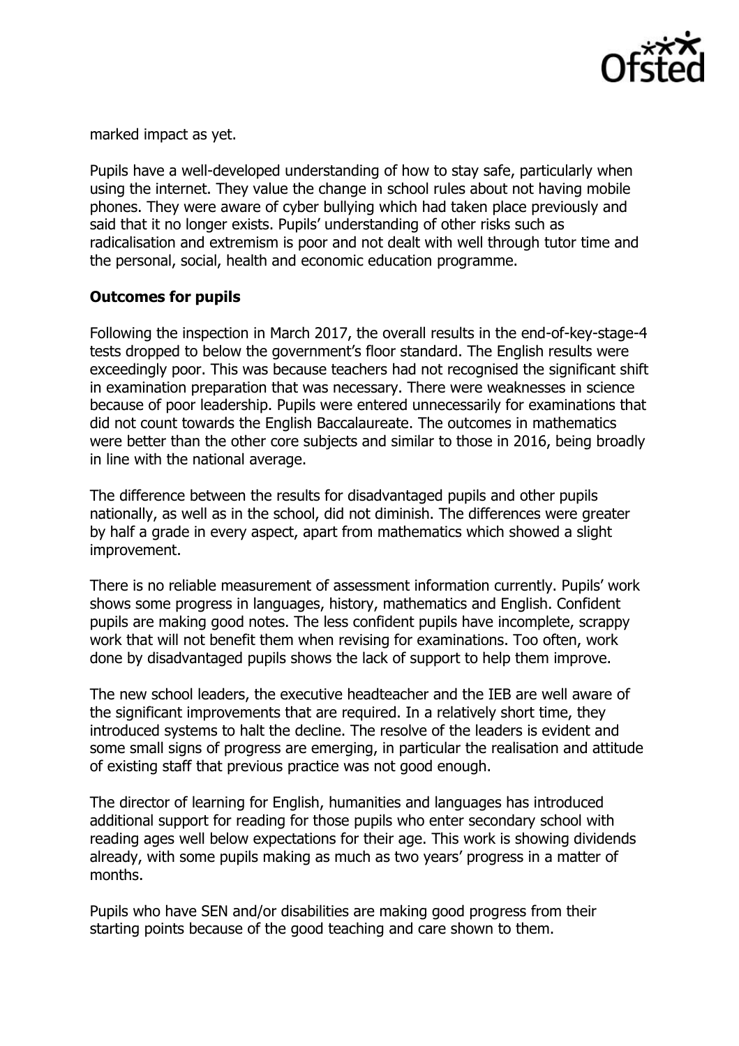marked impact as yet.

Pupils have a well-developed understanding of how to stay safe, particularly when using the internet. They value the change in school rules about not having mobile phones. They were aware of cyber bullying which had taken place previously and said that it no longer exists. Pupils' understanding of other risks such as radicalisation and extremism is poor and not dealt with well through tutor time and the personal, social, health and economic education programme.

## Outcomes for pupils

Following the inspection in March 2017, the overall results in the end-of-key-stage-4 tests dropped to below the government's floor standard. The English results were exceedingly poor. This was because teachers had not recognised the significant shift in examination preparation that was necessary. There were weaknesses in science because of poor leadership. Pupils were entered unnecessarily for examinations that did not count towards the English Baccalaureate. The outcomes in mathematics were better than the other core subjects and similar to those in 2016, being broadly in line with the national average.

The difference between the results for disadvantaged pupils and other pupils nationally, as well as in the school, did not diminish. The differences were greater by half a grade in every aspect, apart from mathematics which showed a slight improvement.

There is no reliable measurement of assessment information currently. Pupils' work shows some progress in languages, history, mathematics and English. Confident pupils are making good notes. The less confident pupils have incomplete, scrappy work that will not benefit them when revising for examinations. Too often, work done by disadvantaged pupils shows the lack of support to help them improve.

The new school leaders, the executive headteacher and the IEB are well aware of the significant improvements that are required. In a relatively short time, they introduced systems to halt the decline. The resolve of the leaders is evident and some small signs of progress are emerging, in particular the realisation and attitude of existing staff that previous practice was not good enough.

The director of learning for English, humanities and languages has introduced additional support for reading for those pupils who enter secondary school with reading ages well below expectations for their age. This work is showing dividends already, with some pupils making as much as two years' progress in a matter of months.

Pupils who have SEN and/or disabilities are making good progress from their starting points because of the good teaching and care shown to them.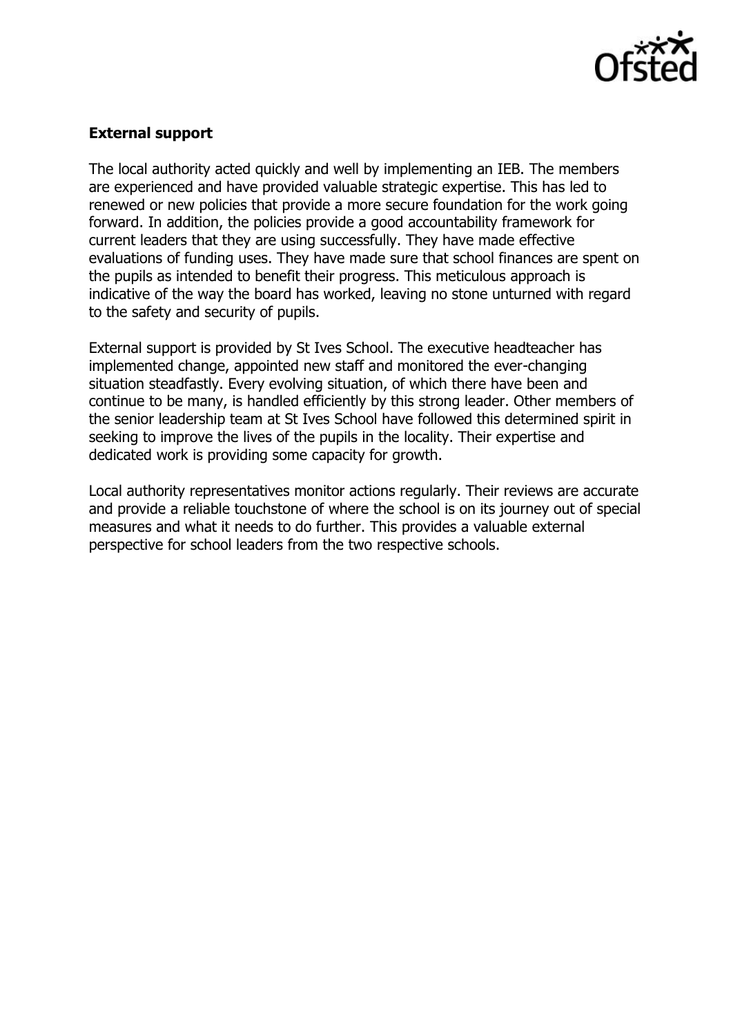**External support**

The local authority acted quickly and well by implementing an IEB. The members are experienced and have provided valuable strategic expertise. This has led to renewed or new policies that provide a more secure foundation for the work going forward. In addition, the policies provide a good accountability framework for current leaders that they are using successfully. They have made effective evaluations of funding uses. They have made sure that school finances are spent on the pupils as intended to benefit their progress. This meticulous approach is indicative of the way the board has worked, leaving no stone unturned with regard to the safety and security of pupils.

External support is provided by St Ives School. The executive headteacher has implemented change, appointed new staff and monitored the ever-changing situation steadfastly. Every evolving situation, of which there have been and continue to be many, is handled efficiently by this strong leader. Other members of the senior leadership team at St Ives School have followed this determined spirit in seeking to improve the lives of the pupils in the locality. Their expertise and dedicated work is providing some capacity for growth.

Local authority representatives monitor actions regularly. Their reviews are accurate and provide a reliable touchstone of where the school is on its journey out of special measures and what it needs to do further. This provides a valuable external perspective for school leaders from the two respective schools.